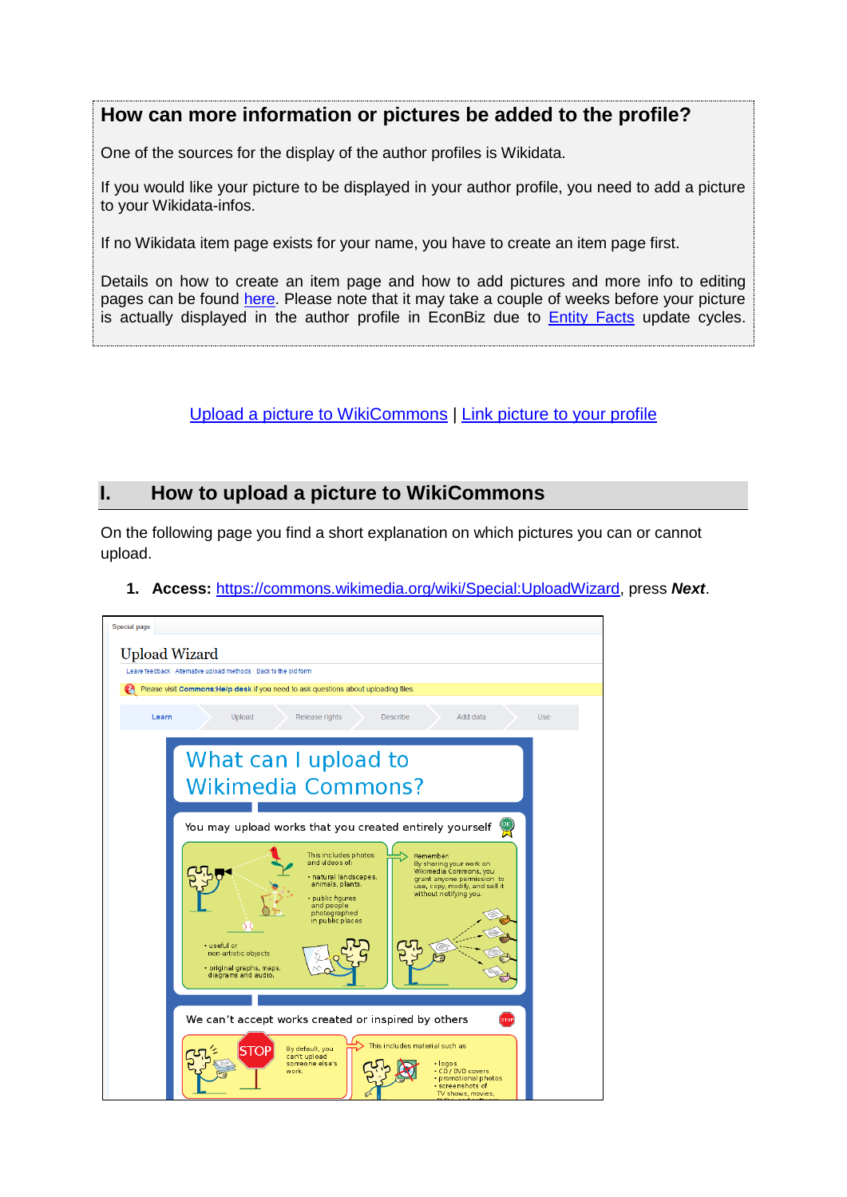## How can more information or pictures be added to the profile?

One of the sources for the display of the author profiles is Wikidata.

If you would like your picture to be displayed in your author profile, you need to add a picture to your Wikidata-infos.

If no Wikidata item page exists for your name, you have to create an item page first.

Details on how to create an item page and how to add pictures and more info to editing pages can be found here. Please note that it may take a couple of weeks before your picture is actually displayed in the author profile in EconBiz due to Entity Facts update cycles.

Upload a picture to WikiCommons | Link picture to your profile

## I. How to upload a picture to WikiCommons

On the following page you find a short explanation on which pictures you can or cannot upload.

1. **Access:** https://commons.wikimedia.org/wiki/Special:UploadWizard, press ***Next***.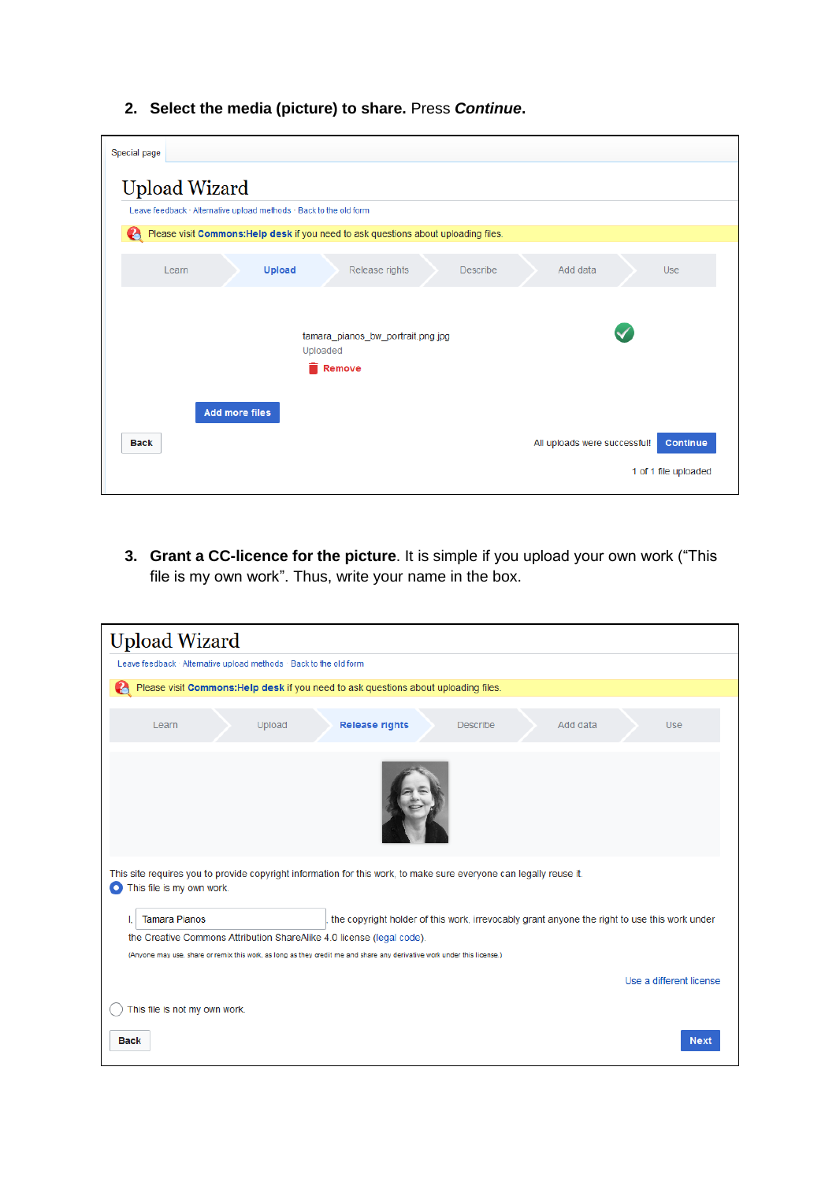2. **Select the media (picture) to share.** Press ***Continue***.

Special page

# Upload Wizard

Leave feedback · Alternative upload methods · Back to the old form

Please visit **Commons:Help desk** if you need to ask questions about uploading files.

Learn | **Upload** | Release rights | Describe | Add data | Use

tamara_pianos_bw_portrait.png.jpg
Uploaded
Remove

Add more files

Back

All uploads were successful! Continue

1 of 1 file uploaded

3. **Grant a CC-licence for the picture**. It is simple if you upload your own work ("This file is my own work". Thus, write your name in the box.

# Upload Wizard

Leave feedback · Alternative upload methods · Back to the old form

Please visit **Commons:Help desk** if you need to ask questions about uploading files.

Learn | Upload | **Release rights** | Describe | Add data | Use

This site requires you to provide copyright information for this work, to make sure everyone can legally reuse it.

This file is my own work.

I, Tamara Pianos, the copyright holder of this work, irrevocably grant anyone the right to use this work under the Creative Commons Attribution ShareAlike 4.0 license (legal code).

(Anyone may use, share or remix this work, as long as they credit me and share any derivative work under this license.)

Use a different license

This file is not my own work.

Back

Next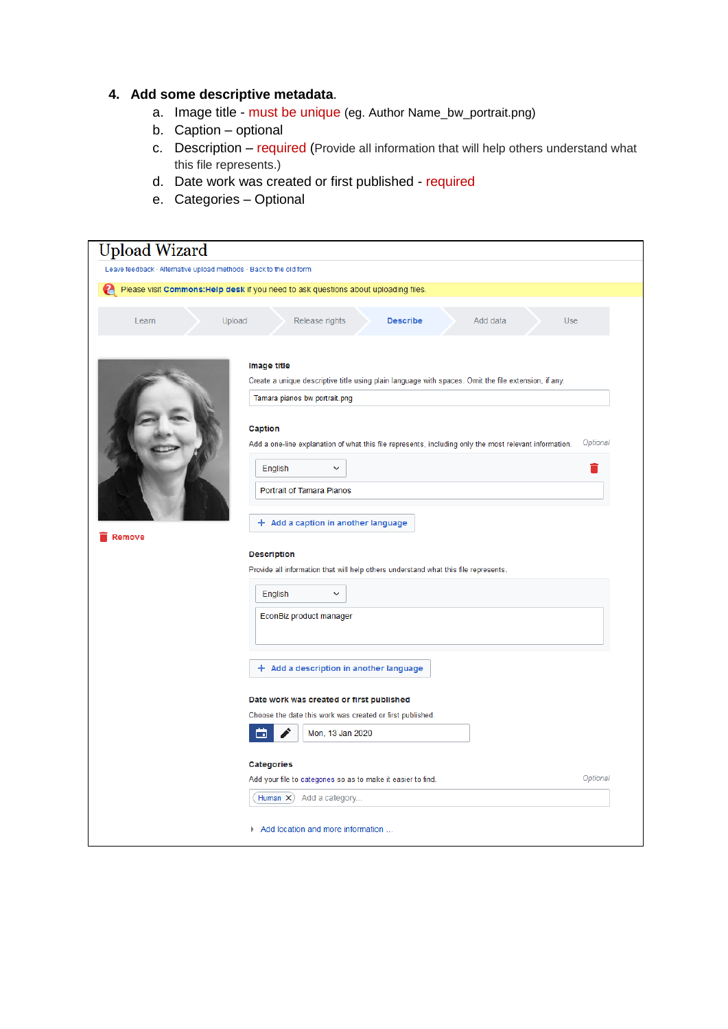4. **Add some descriptive metadata**.
    a. Image title - must be unique (eg. Author Name_bw_portrait.png)
    b. Caption – optional
    c. Description – required (Provide all information that will help others understand what this file represents.)
    d. Date work was created or first published - required
    e. Categories – Optional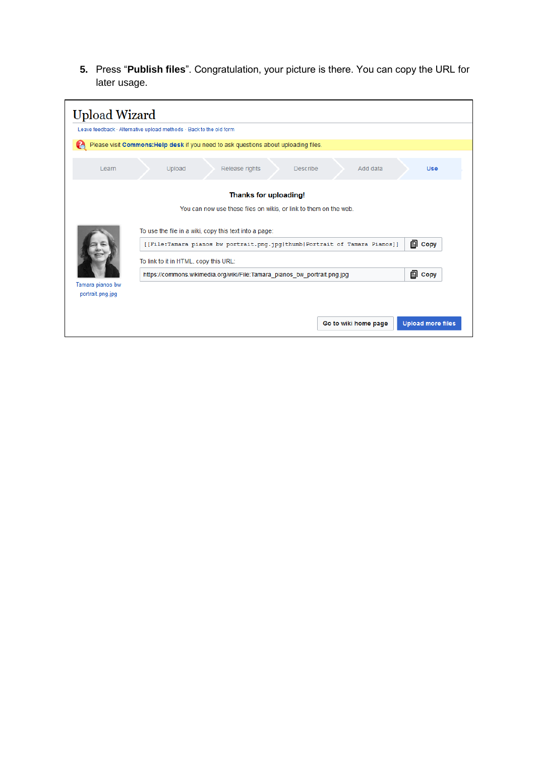5. Press “**Publish files**”. Congratulation, your picture is there. You can copy the URL for later usage.

Upload Wizard

Leave feedback · Alternative upload methods · Back to the old form

Please visit **Commons:Help desk** if you need to ask questions about uploading files.

Learn | Upload | Release rights | Describe | Add data | Use

**Thanks for uploading!**

You can now use these files on wikis, or link to them on the web.

Tamara pianos bw portrait.png.jpg

To use the file in a wiki, copy this text into a page:

```
[[File:Tamara pianos bw portrait.png.jpg|thumb|Portrait of Tamara Pianos]]
```

Copy

To link to it in HTML, copy this URL:

```
https://commons.wikimedia.org/wiki/File:Tamara_pianos_bw_portrait.png.jpg
```

Copy

**Go to wiki home page** | **Upload more files**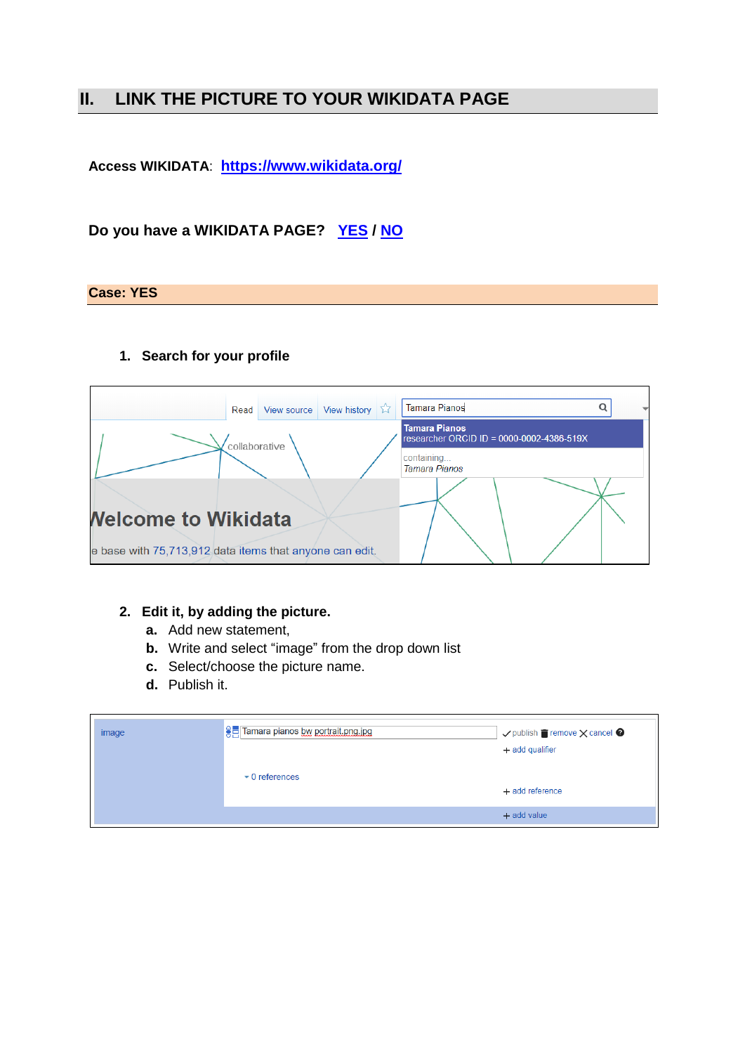## II. LINK THE PICTURE TO YOUR WIKIDATA PAGE

**Access WIKIDATA**: **https://www.wikidata.org/**

**Do you have a WIKIDATA PAGE? YES / NO**

### Case: YES

1. **Search for your profile**

2. **Edit it, by adding the picture.**
   - **a.** Add new statement,
   - **b.** Write and select "image" from the drop down list
   - **c.** Select/choose the picture name.
   - **d.** Publish it.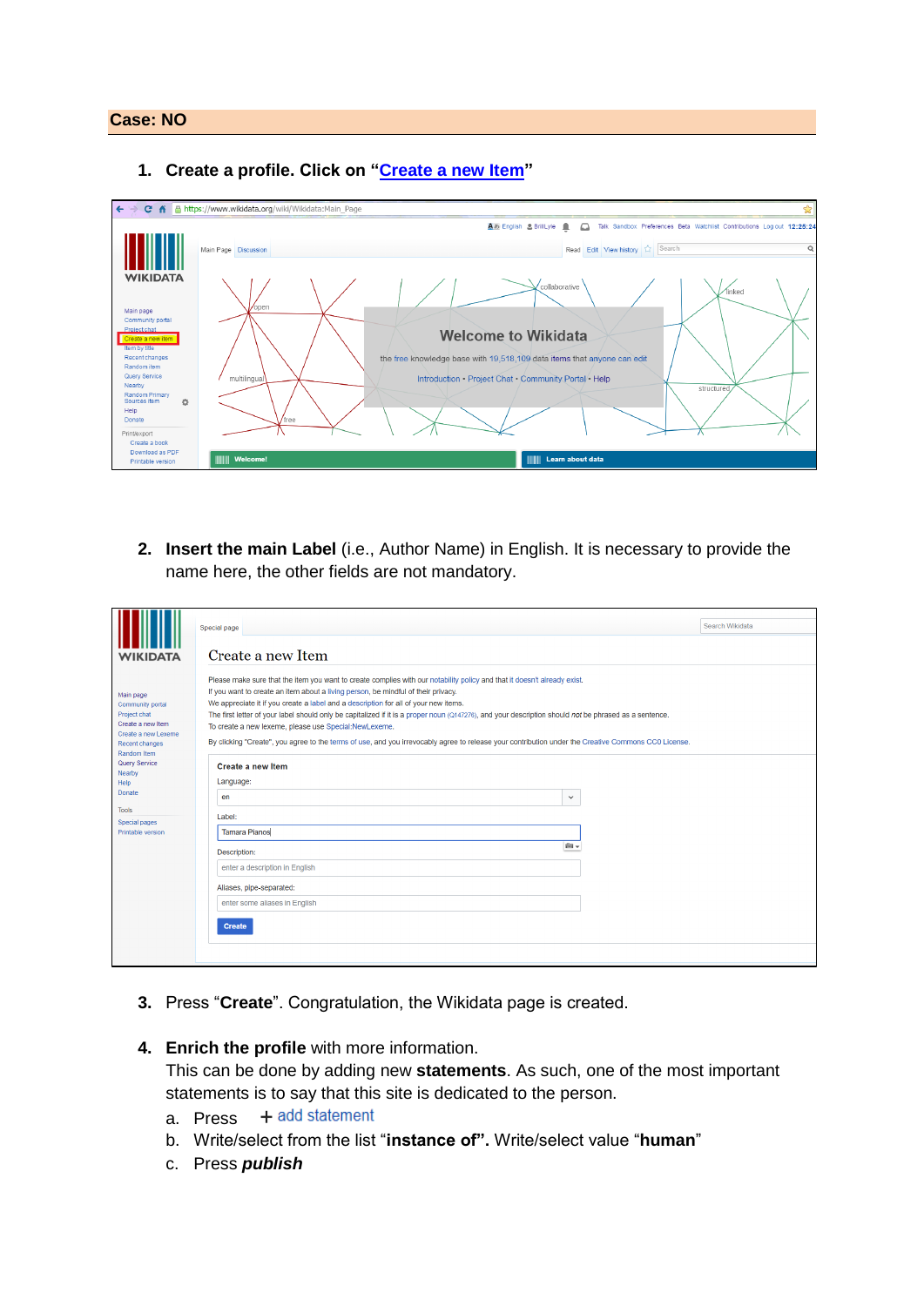**Case: NO**

1. **Create a profile. Click on "Create a new Item"**

2. **Insert the main Label** (i.e., Author Name) in English. It is necessary to provide the name here, the other fields are not mandatory.

3. Press "**Create**". Congratulation, the Wikidata page is created.

4. **Enrich the profile** with more information.
   This can be done by adding new **statements**. As such, one of the most important statements is to say that this site is dedicated to the person.
   a. Press + add statement
   b. Write/select from the list "**instance of**". Write/select value "**human**"
   c. Press ***publish***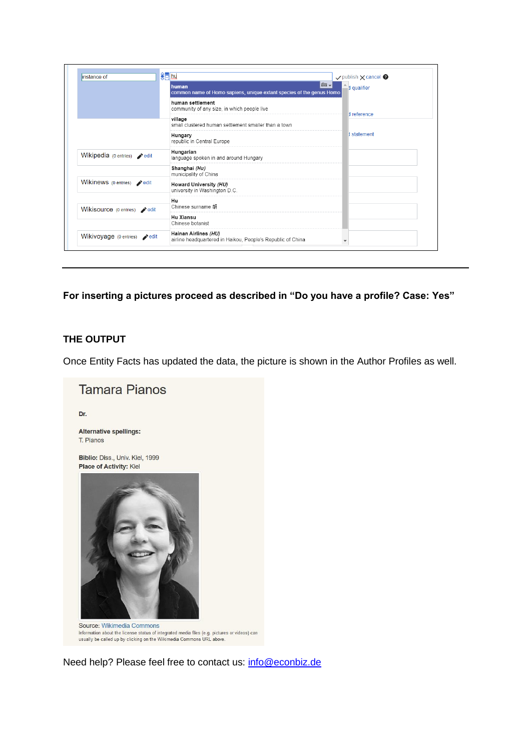For inserting a pictures proceed as described in “Do you have a profile? Case: Yes”

## THE OUTPUT

Once Entity Facts has updated the data, the picture is shown in the Author Profiles as well.

Need help? Please feel free to contact us: info@econbiz.de